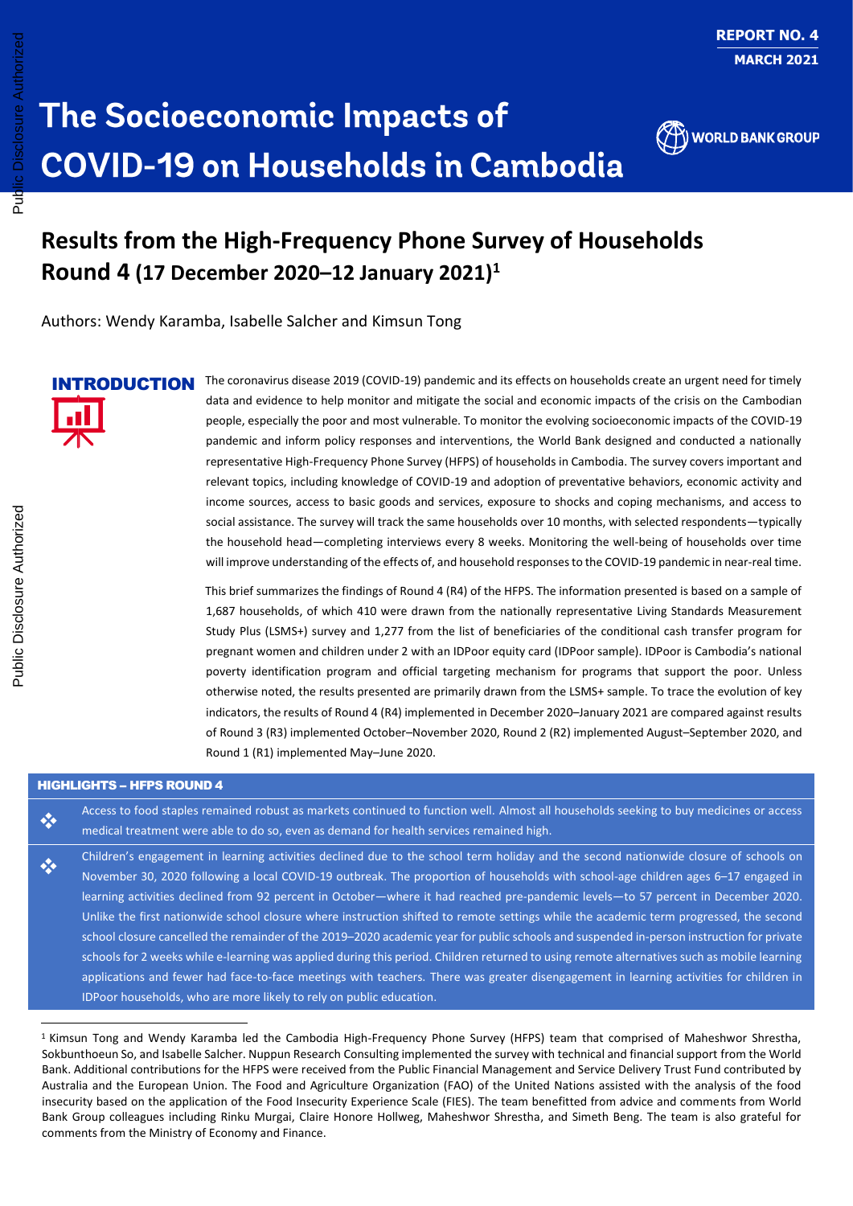REPORT NO. 4
MARCH 2021

# The Socioeconomic Impacts of COVID-19 on Households in Cambodia

WORLD BANK GROUP

## Results from the High-Frequency Phone Survey of Households Round 4 (17 December 2020–12 January 2021)[1]

Authors: Wendy Karamba, Isabelle Salcher and Kimsun Tong

### INTRODUCTION

The coronavirus disease 2019 (COVID-19) pandemic and its effects on households create an urgent need for timely data and evidence to help monitor and mitigate the social and economic impacts of the crisis on the Cambodian people, especially the poor and most vulnerable. To monitor the evolving socioeconomic impacts of the COVID-19 pandemic and inform policy responses and interventions, the World Bank designed and conducted a nationally representative High-Frequency Phone Survey (HFPS) of households in Cambodia. The survey covers important and relevant topics, including knowledge of COVID-19 and adoption of preventative behaviors, economic activity and income sources, access to basic goods and services, exposure to shocks and coping mechanisms, and access to social assistance. The survey will track the same households over 10 months, with selected respondents—typically the household head—completing interviews every 8 weeks. Monitoring the well-being of households over time will improve understanding of the effects of, and household responses to the COVID-19 pandemic in near-real time.

This brief summarizes the findings of Round 4 (R4) of the HFPS. The information presented is based on a sample of 1,687 households, of which 410 were drawn from the nationally representative Living Standards Measurement Study Plus (LSMS+) survey and 1,277 from the list of beneficiaries of the conditional cash transfer program for pregnant women and children under 2 with an IDPoor equity card (IDPoor sample). IDPoor is Cambodia's national poverty identification program and official targeting mechanism for programs that support the poor. Unless otherwise noted, the results presented are primarily drawn from the LSMS+ sample. To trace the evolution of key indicators, the results of Round 4 (R4) implemented in December 2020–January 2021 are compared against results of Round 3 (R3) implemented October–November 2020, Round 2 (R2) implemented August–September 2020, and Round 1 (R1) implemented May–June 2020.

### HIGHLIGHTS – HFPS ROUND 4

- Access to food staples remained robust as markets continued to function well. Almost all households seeking to buy medicines or access medical treatment were able to do so, even as demand for health services remained high.
- Children's engagement in learning activities declined due to the school term holiday and the second nationwide closure of schools on November 30, 2020 following a local COVID-19 outbreak. The proportion of households with school-age children ages 6–17 engaged in learning activities declined from 92 percent in October—where it had reached pre-pandemic levels—to 57 percent in December 2020. Unlike the first nationwide school closure where instruction shifted to remote settings while the academic term progressed, the second school closure cancelled the remainder of the 2019–2020 academic year for public schools and suspended in-person instruction for private schools for 2 weeks while e-learning was applied during this period. Children returned to using remote alternatives such as mobile learning applications and fewer had face-to-face meetings with teachers. There was greater disengagement in learning activities for children in IDPoor households, who are more likely to rely on public education.

[1] Kimsun Tong and Wendy Karamba led the Cambodia High-Frequency Phone Survey (HFPS) team that comprised of Maheshwor Shrestha, Sokbunthoeun So, and Isabelle Salcher. Nuppun Research Consulting implemented the survey with technical and financial support from the World Bank. Additional contributions for the HFPS were received from the Public Financial Management and Service Delivery Trust Fund contributed by Australia and the European Union. The Food and Agriculture Organization (FAO) of the United Nations assisted with the analysis of the food insecurity based on the application of the Food Insecurity Experience Scale (FIES). The team benefitted from advice and comments from World Bank Group colleagues including Rinku Murgai, Claire Honore Hollweg, Maheshwor Shrestha, and Simeth Beng. The team is also grateful for comments from the Ministry of Economy and Finance.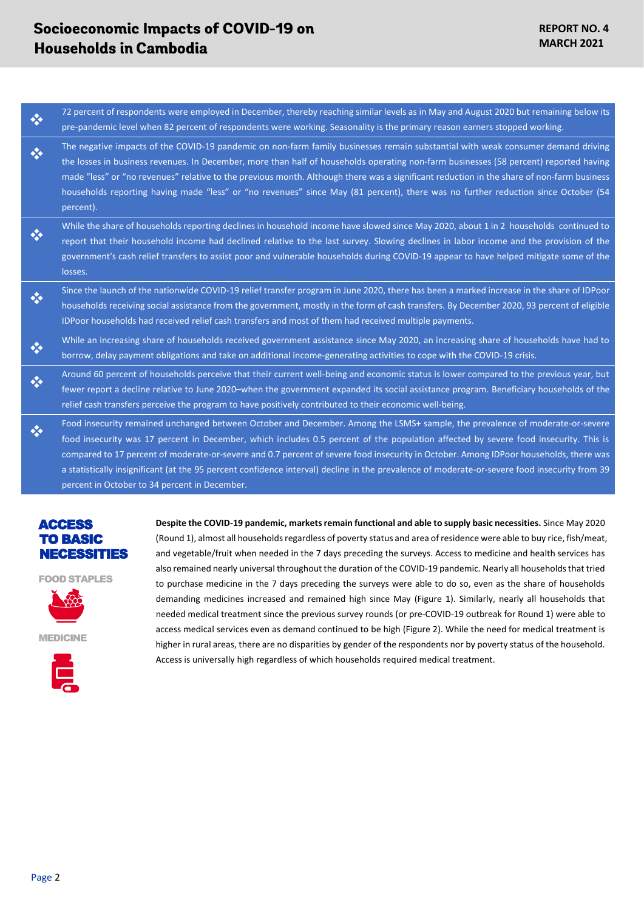- 72 percent of respondents were employed in December, thereby reaching similar levels as in May and August 2020 but remaining below its pre-pandemic level when 82 percent of respondents were working. Seasonality is the primary reason earners stopped working.
- The negative impacts of the COVID-19 pandemic on non-farm family businesses remain substantial with weak consumer demand driving the losses in business revenues. In December, more than half of households operating non-farm businesses (58 percent) reported having made "less" or "no revenues" relative to the previous month. Although there was a significant reduction in the share of non-farm business households reporting having made "less" or "no revenues" since May (81 percent), there was no further reduction since October (54 percent).
- While the share of households reporting declines in household income have slowed since May 2020, about 1 in 2 households continued to report that their household income had declined relative to the last survey. Slowing declines in labor income and the provision of the government's cash relief transfers to assist poor and vulnerable households during COVID-19 appear to have helped mitigate some of the losses.
- Since the launch of the nationwide COVID-19 relief transfer program in June 2020, there has been a marked increase in the share of IDPoor households receiving social assistance from the government, mostly in the form of cash transfers. By December 2020, 93 percent of eligible IDPoor households had received relief cash transfers and most of them had received multiple payments.
- While an increasing share of households received government assistance since May 2020, an increasing share of households have had to borrow, delay payment obligations and take on additional income-generating activities to cope with the COVID-19 crisis.
- Around 60 percent of households perceive that their current well-being and economic status is lower compared to the previous year, but fewer report a decline relative to June 2020–when the government expanded its social assistance program. Beneficiary households of the relief cash transfers perceive the program to have positively contributed to their economic well-being.
- Food insecurity remained unchanged between October and December. Among the LSMS+ sample, the prevalence of moderate-or-severe food insecurity was 17 percent in December, which includes 0.5 percent of the population affected by severe food insecurity. This is compared to 17 percent of moderate-or-severe and 0.7 percent of severe food insecurity in October. Among IDPoor households, there was a statistically insignificant (at the 95 percent confidence interval) decline in the prevalence of moderate-or-severe food insecurity from 39 percent in October to 34 percent in December.

## ACCESS TO BASIC NECESSITIES

**FOOD STAPLES**

**MEDICINE**

**Despite the COVID-19 pandemic, markets remain functional and able to supply basic necessities.** Since May 2020 (Round 1), almost all households regardless of poverty status and area of residence were able to buy rice, fish/meat, and vegetable/fruit when needed in the 7 days preceding the surveys. Access to medicine and health services has also remained nearly universal throughout the duration of the COVID-19 pandemic. Nearly all households that tried to purchase medicine in the 7 days preceding the surveys were able to do so, even as the share of households demanding medicines increased and remained high since May (Figure 1). Similarly, nearly all households that needed medical treatment since the previous survey rounds (or pre-COVID-19 outbreak for Round 1) were able to access medical services even as demand continued to be high (Figure 2). While the need for medical treatment is higher in rural areas, there are no disparities by gender of the respondents nor by poverty status of the household. Access is universally high regardless of which households required medical treatment.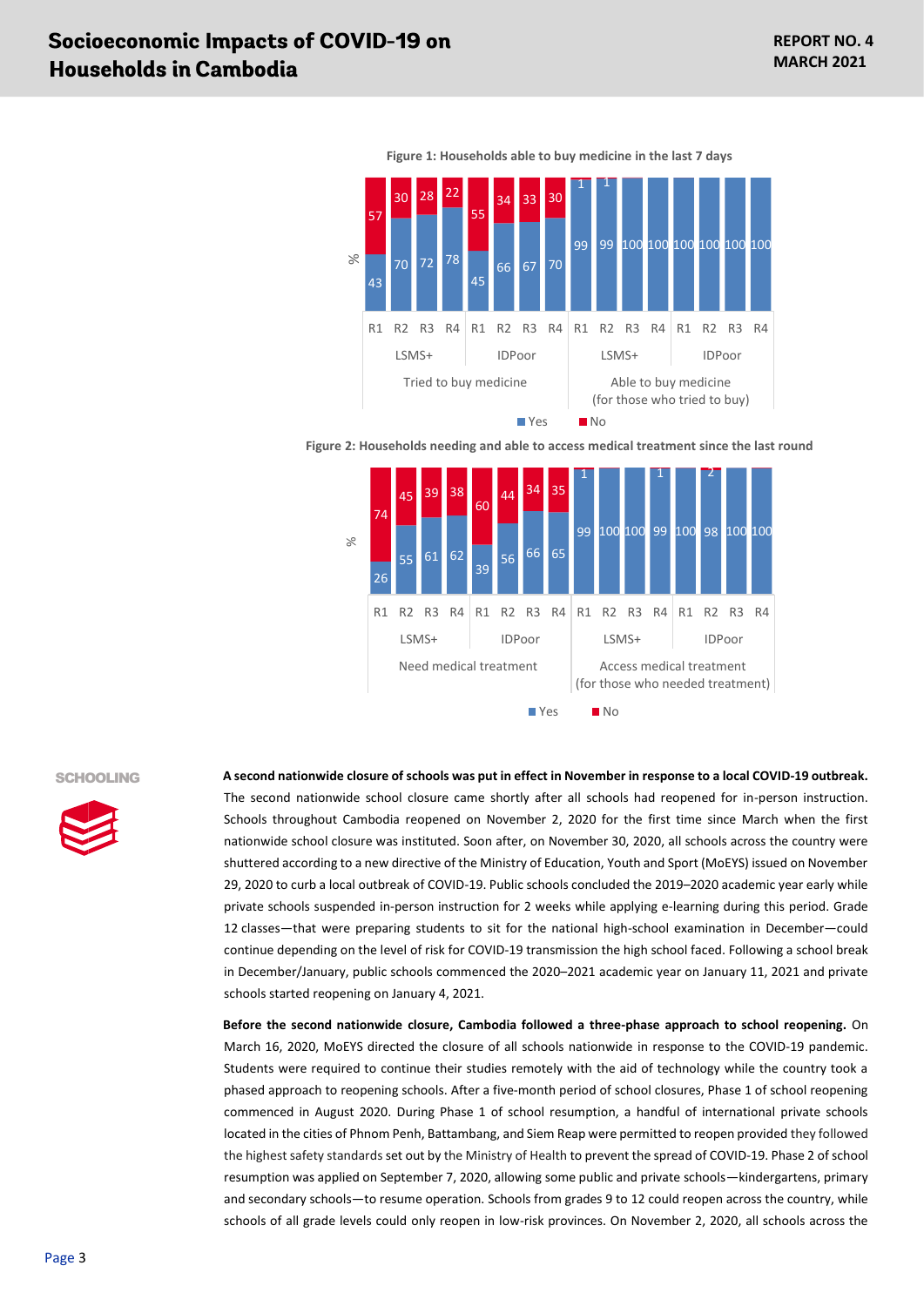**Figure 1: Households able to buy medicine in the last 7 days**

| | Tried to buy medicine | | | | | | | | Able to buy medicine (for those who tried to buy) | | | | | | | |
|---|---|---|---|---|---|---|---|---|---|---|---|---|---|---|---|---|
| | LSMS+ | | | | IDPoor | | | | LSMS+ | | | | IDPoor | | | |
| % | R1 | R2 | R3 | R4 | R1 | R2 | R3 | R4 | R1 | R2 | R3 | R4 | R1 | R2 | R3 | R4 |
| Yes | 43 | 70 | 72 | 78 | 45 | 66 | 67 | 70 | 99 | 99 | 100 | 100 | 100 | 100 | 100 | 100 |
| No | 57 | 30 | 28 | 22 | 55 | 34 | 33 | 30 | 1 | 1 | | | | | | |

**Figure 2: Households needing and able to access medical treatment since the last round**

| | Need medical treatment | | | | | | | | Access medical treatment (for those who needed treatment) | | | | | | | |
|---|---|---|---|---|---|---|---|---|---|---|---|---|---|---|---|---|
| | LSMS+ | | | | IDPoor | | | | LSMS+ | | | | IDPoor | | | |
| % | R1 | R2 | R3 | R4 | R1 | R2 | R3 | R4 | R1 | R2 | R3 | R4 | R1 | R2 | R3 | R4 |
| Yes | 26 | 55 | 61 | 62 | 39 | 56 | 66 | 65 | 99 | 100 | 100 | 99 | 100 | 98 | 100 | 100 |
| No | 74 | 45 | 39 | 38 | 60 | 44 | 34 | 35 | 1 | | | 1 | | 2 | | |

## SCHOOLING

**A second nationwide closure of schools was put in effect in November in response to a local COVID-19 outbreak.** The second nationwide school closure came shortly after all schools had reopened for in-person instruction. Schools throughout Cambodia reopened on November 2, 2020 for the first time since March when the first nationwide school closure was instituted. Soon after, on November 30, 2020, all schools across the country were shuttered according to a new directive of the Ministry of Education, Youth and Sport (MoEYS) issued on November 29, 2020 to curb a local outbreak of COVID-19. Public schools concluded the 2019–2020 academic year early while private schools suspended in-person instruction for 2 weeks while applying e-learning during this period. Grade 12 classes—that were preparing students to sit for the national high-school examination in December—could continue depending on the level of risk for COVID-19 transmission the high school faced. Following a school break in December/January, public schools commenced the 2020–2021 academic year on January 11, 2021 and private schools started reopening on January 4, 2021.

**Before the second nationwide closure, Cambodia followed a three-phase approach to school reopening.** On March 16, 2020, MoEYS directed the closure of all schools nationwide in response to the COVID-19 pandemic. Students were required to continue their studies remotely with the aid of technology while the country took a phased approach to reopening schools. After a five-month period of school closures, Phase 1 of school reopening commenced in August 2020. During Phase 1 of school resumption, a handful of international private schools located in the cities of Phnom Penh, Battambang, and Siem Reap were permitted to reopen provided they followed the highest safety standards set out by the Ministry of Health to prevent the spread of COVID-19. Phase 2 of school resumption was applied on September 7, 2020, allowing some public and private schools—kindergartens, primary and secondary schools—to resume operation. Schools from grades 9 to 12 could reopen across the country, while schools of all grade levels could only reopen in low-risk provinces. On November 2, 2020, all schools across the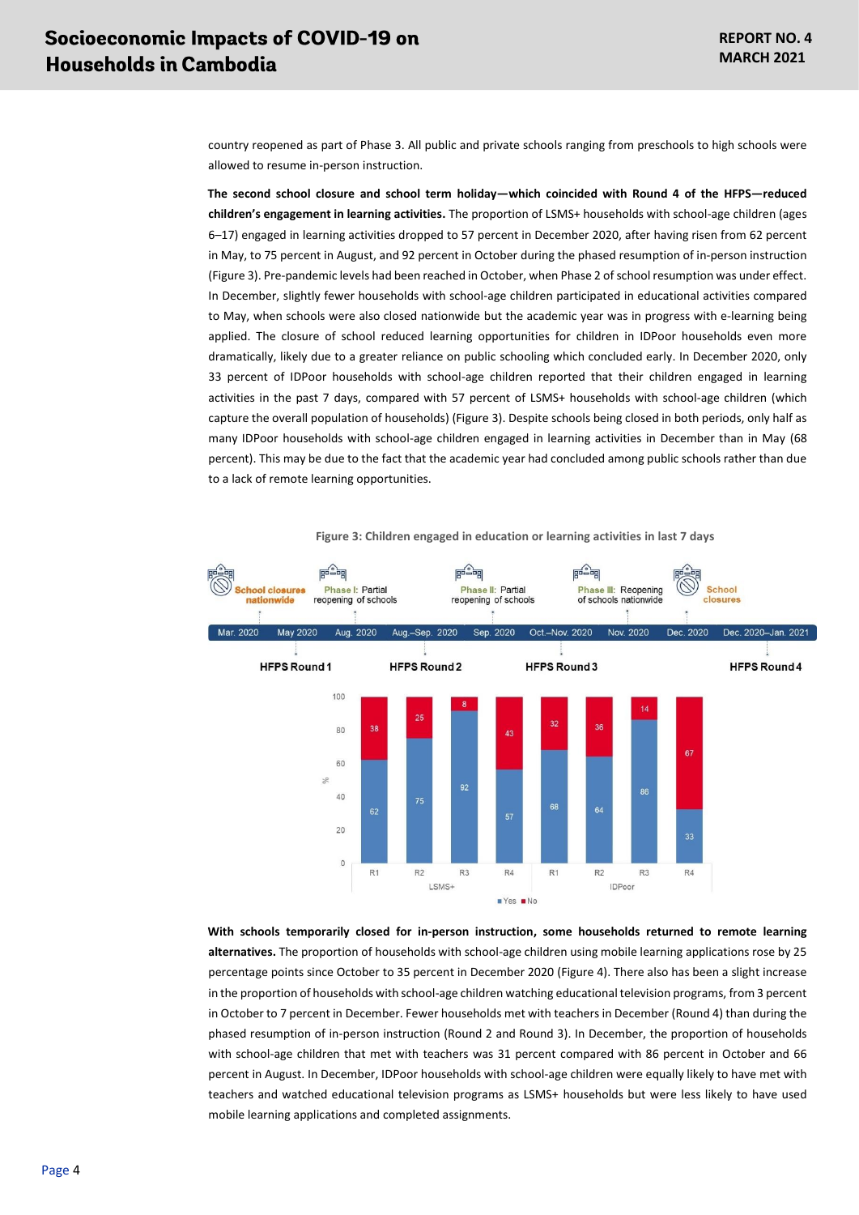country reopened as part of Phase 3. All public and private schools ranging from preschools to high schools were allowed to resume in-person instruction.

**The second school closure and school term holiday—which coincided with Round 4 of the HFPS—reduced children's engagement in learning activities.** The proportion of LSMS+ households with school-age children (ages 6–17) engaged in learning activities dropped to 57 percent in December 2020, after having risen from 62 percent in May, to 75 percent in August, and 92 percent in October during the phased resumption of in-person instruction (Figure 3). Pre-pandemic levels had been reached in October, when Phase 2 of school resumption was under effect. In December, slightly fewer households with school-age children participated in educational activities compared to May, when schools were also closed nationwide but the academic year was in progress with e-learning being applied. The closure of school reduced learning opportunities for children in IDPoor households even more dramatically, likely due to a greater reliance on public schooling which concluded early. In December 2020, only 33 percent of IDPoor households with school-age children reported that their children engaged in learning activities in the past 7 days, compared with 57 percent of LSMS+ households with school-age children (which capture the overall population of households) (Figure 3). Despite schools being closed in both periods, only half as many IDPoor households with school-age children engaged in learning activities in December than in May (68 percent). This may be due to the fact that the academic year had concluded among public schools rather than due to a lack of remote learning opportunities.

**Figure 3: Children engaged in education or learning activities in last 7 days**

| Mar. 2020 | May 2020 | Aug. 2020 | Aug.–Sep. 2020 | Sep. 2020 | Oct.–Nov. 2020 | Nov. 2020 | Dec. 2020 | Dec. 2020–Jan. 2021 |
|---|---|---|---|---|---|---|---|---|
| School closures nationwide | HFPS Round 1 | Phase I: Partial reopening of schools | HFPS Round 2 | Phase II: Partial reopening of schools | HFPS Round 3 | Phase III: Reopening of schools nationwide | School closures | HFPS Round 4 |

| Group | Round | Yes (%) | No (%) |
|---|---|---|---|
| LSMS+ | R1 | 62 | 38 |
| LSMS+ | R2 | 75 | 25 |
| LSMS+ | R3 | 92 | 8 |
| LSMS+ | R4 | 57 | 43 |
| IDPoor | R1 | 68 | 32 |
| IDPoor | R2 | 64 | 36 |
| IDPoor | R3 | 86 | 14 |
| IDPoor | R4 | 33 | 67 |

**With schools temporarily closed for in-person instruction, some households returned to remote learning alternatives.** The proportion of households with school-age children using mobile learning applications rose by 25 percentage points since October to 35 percent in December 2020 (Figure 4). There also has been a slight increase in the proportion of households with school-age children watching educational television programs, from 3 percent in October to 7 percent in December. Fewer households met with teachers in December (Round 4) than during the phased resumption of in-person instruction (Round 2 and Round 3). In December, the proportion of households with school-age children that met with teachers was 31 percent compared with 86 percent in October and 66 percent in August. In December, IDPoor households with school-age children were equally likely to have met with teachers and watched educational television programs as LSMS+ households but were less likely to have used mobile learning applications and completed assignments.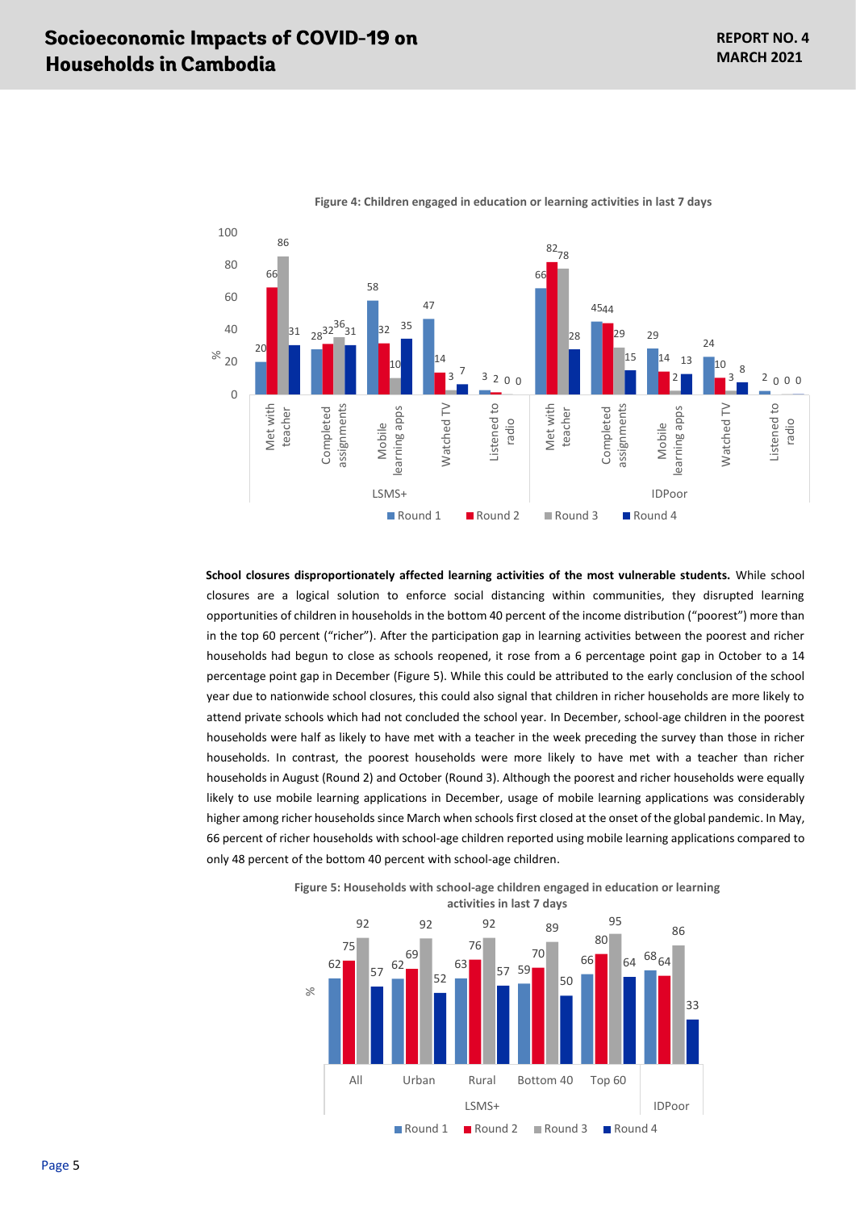**Figure 4: Children engaged in education or learning activities in last 7 days**

| Survey | Activity | Round 1 | Round 2 | Round 3 | Round 4 |
|---|---|---|---|---|---|
| LSMS+ | Met with teacher | 20 | 66 | 86 | 31 |
| LSMS+ | Completed assignments | 28 | 32 | 36 | 31 |
| LSMS+ | Mobile learning apps | 58 | 32 | 10 | 35 |
| LSMS+ | Watched TV | 47 | 14 | 3 | 7 |
| LSMS+ | Listened to radio | 3 | 2 | 0 | 0 |
| IDPoor | Met with teacher | 66 | 82 | 78 | 28 |
| IDPoor | Completed assignments | 45 | 44 | 29 | 15 |
| IDPoor | Mobile learning apps | 29 | 14 | 2 | 13 |
| IDPoor | Watched TV | 24 | 10 | 3 | 8 |
| IDPoor | Listened to radio | 2 | 0 | 0 | 0 |

**School closures disproportionately affected learning activities of the most vulnerable students.** While school closures are a logical solution to enforce social distancing within communities, they disrupted learning opportunities of children in households in the bottom 40 percent of the income distribution ("poorest") more than in the top 60 percent ("richer"). After the participation gap in learning activities between the poorest and richer households had begun to close as schools reopened, it rose from a 6 percentage point gap in October to a 14 percentage point gap in December (Figure 5). While this could be attributed to the early conclusion of the school year due to nationwide school closures, this could also signal that children in richer households are more likely to attend private schools which had not concluded the school year. In December, school-age children in the poorest households were half as likely to have met with a teacher in the week preceding the survey than those in richer households. In contrast, the poorest households were more likely to have met with a teacher than richer households in August (Round 2) and October (Round 3). Although the poorest and richer households were equally likely to use mobile learning applications in December, usage of mobile learning applications was considerably higher among richer households since March when schools first closed at the onset of the global pandemic. In May, 66 percent of richer households with school-age children reported using mobile learning applications compared to only 48 percent of the bottom 40 percent with school-age children.

**Figure 5: Households with school-age children engaged in education or learning activities in last 7 days**

| Survey | Group | Round 1 | Round 2 | Round 3 | Round 4 |
|---|---|---|---|---|---|
| LSMS+ | All | 62 | 75 | 92 | 57 |
| LSMS+ | Urban | 62 | 69 | 92 | 52 |
| LSMS+ | Rural | 63 | 76 | 92 | 57 |
| LSMS+ | Bottom 40 | 59 | 70 | 89 | 50 |
| LSMS+ | Top 60 | 66 | 80 | 95 | 64 |
| IDPoor | | 68 | 64 | 86 | 33 |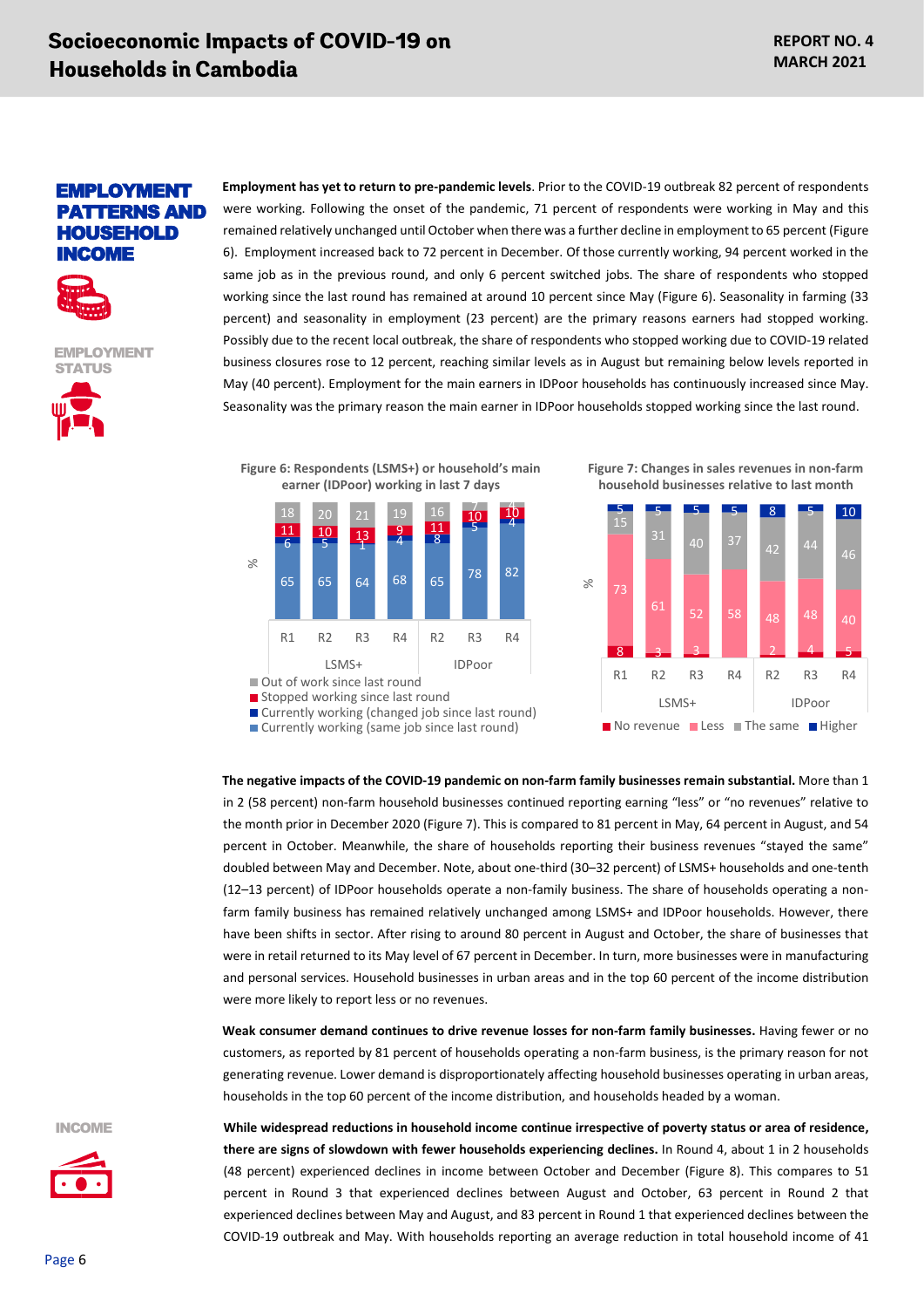## EMPLOYMENT PATTERNS AND HOUSEHOLD INCOME

### EMPLOYMENT STATUS

**Employment has yet to return to pre-pandemic levels**. Prior to the COVID-19 outbreak 82 percent of respondents were working. Following the onset of the pandemic, 71 percent of respondents were working in May and this remained relatively unchanged until October when there was a further decline in employment to 65 percent (Figure 6). Employment increased back to 72 percent in December. Of those currently working, 94 percent worked in the same job as in the previous round, and only 6 percent switched jobs. The share of respondents who stopped working since the last round has remained at around 10 percent since May (Figure 6). Seasonality in farming (33 percent) and seasonality in employment (23 percent) are the primary reasons earners had stopped working. Possibly due to the recent local outbreak, the share of respondents who stopped working due to COVID-19 related business closures rose to 12 percent, reaching similar levels as in August but remaining below levels reported in May (40 percent). Employment for the main earners in IDPoor households has continuously increased since May. Seasonality was the primary reason the main earner in IDPoor households stopped working since the last round.

**Figure 6: Respondents (LSMS+) or household's main earner (IDPoor) working in last 7 days**

| % | LSMS+ R1 | LSMS+ R2 | LSMS+ R3 | LSMS+ R4 | IDPoor R2 | IDPoor R3 | IDPoor R4 |
|---|---|---|---|---|---|---|---|
| Out of work since last round | 18 | 20 | 21 | 19 | 16 | 7 | 4 |
| Stopped working since last round | 11 | 10 | 13 | 9 | 11 | 10 | 10 |
| Currently working (changed job since last round) | 6 | 5 | 1 | 4 | 8 | 5 | 4 |
| Currently working (same job since last round) | 65 | 65 | 64 | 68 | 65 | 78 | 82 |

**Figure 7: Changes in sales revenues in non-farm household businesses relative to last month**

| % | LSMS+ R1 | LSMS+ R2 | LSMS+ R3 | LSMS+ R4 | IDPoor R2 | IDPoor R3 | IDPoor R4 |
|---|---|---|---|---|---|---|---|
| No revenue | 8 | 3 | 3 | | 2 | 4 | 5 |
| Less | 73 | 61 | 52 | 58 | 48 | 48 | 40 |
| The same | 15 | 31 | 40 | 37 | 42 | 44 | 46 |
| Higher | 5 | 5 | 5 | 5 | 8 | 5 | 10 |

**The negative impacts of the COVID-19 pandemic on non-farm family businesses remain substantial.** More than 1 in 2 (58 percent) non-farm household businesses continued reporting earning "less" or "no revenues" relative to the month prior in December 2020 (Figure 7). This is compared to 81 percent in May, 64 percent in August, and 54 percent in October. Meanwhile, the share of households reporting their business revenues "stayed the same" doubled between May and December. Note, about one-third (30–32 percent) of LSMS+ households and one-tenth (12–13 percent) of IDPoor households operate a non-family business. The share of households operating a non-farm family business has remained relatively unchanged among LSMS+ and IDPoor households. However, there have been shifts in sector. After rising to around 80 percent in August and October, the share of businesses that were in retail returned to its May level of 67 percent in December. In turn, more businesses were in manufacturing and personal services. Household businesses in urban areas and in the top 60 percent of the income distribution were more likely to report less or no revenues.

**Weak consumer demand continues to drive revenue losses for non-farm family businesses.** Having fewer or no customers, as reported by 81 percent of households operating a non-farm business, is the primary reason for not generating revenue. Lower demand is disproportionately affecting household businesses operating in urban areas, households in the top 60 percent of the income distribution, and households headed by a woman.

### INCOME

**While widespread reductions in household income continue irrespective of poverty status or area of residence, there are signs of slowdown with fewer households experiencing declines.** In Round 4, about 1 in 2 households (48 percent) experienced declines in income between October and December (Figure 8). This compares to 51 percent in Round 3 that experienced declines between August and October, 63 percent in Round 2 that experienced declines between May and August, and 83 percent in Round 1 that experienced declines between the COVID-19 outbreak and May. With households reporting an average reduction in total household income of 41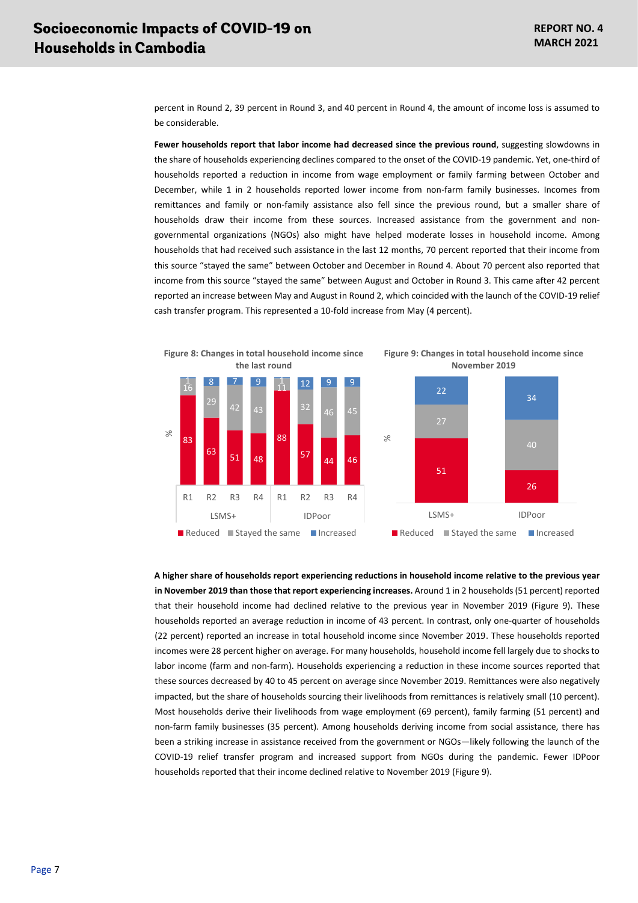percent in Round 2, 39 percent in Round 3, and 40 percent in Round 4, the amount of income loss is assumed to be considerable.

**Fewer households report that labor income had decreased since the previous round**, suggesting slowdowns in the share of households experiencing declines compared to the onset of the COVID-19 pandemic. Yet, one-third of households reported a reduction in income from wage employment or family farming between October and December, while 1 in 2 households reported lower income from non-farm family businesses. Incomes from remittances and family or non-family assistance also fell since the previous round, but a smaller share of households draw their income from these sources. Increased assistance from the government and non-governmental organizations (NGOs) also might have helped moderate losses in household income. Among households that had received such assistance in the last 12 months, 70 percent reported that their income from this source "stayed the same" between October and December in Round 4. About 70 percent also reported that income from this source "stayed the same" between August and October in Round 3. This came after 42 percent reported an increase between May and August in Round 2, which coincided with the launch of the COVID-19 relief cash transfer program. This represented a 10-fold increase from May (4 percent).

**Figure 8: Changes in total household income since the last round**

| | | Reduced (%) | Stayed the same (%) | Increased (%) |
|---|---|---|---|---|
| LSMS+ | R1 | 83 | 16 | 1 |
| | R2 | 63 | 29 | 8 |
| | R3 | 51 | 42 | 7 |
| | R4 | 48 | 43 | 9 |
| IDPoor | R1 | 88 | 11 | 1 |
| | R2 | 57 | 32 | 12 |
| | R3 | 44 | 46 | 9 |
| | R4 | 46 | 45 | 9 |

**Figure 9: Changes in total household income since November 2019**

| | Reduced (%) | Stayed the same (%) | Increased (%) |
|---|---|---|---|
| LSMS+ | 51 | 27 | 22 |
| IDPoor | 26 | 40 | 34 |

**A higher share of households report experiencing reductions in household income relative to the previous year in November 2019 than those that report experiencing increases.** Around 1 in 2 households (51 percent) reported that their household income had declined relative to the previous year in November 2019 (Figure 9). These households reported an average reduction in income of 43 percent. In contrast, only one-quarter of households (22 percent) reported an increase in total household income since November 2019. These households reported incomes were 28 percent higher on average. For many households, household income fell largely due to shocks to labor income (farm and non-farm). Households experiencing a reduction in these income sources reported that these sources decreased by 40 to 45 percent on average since November 2019. Remittances were also negatively impacted, but the share of households sourcing their livelihoods from remittances is relatively small (10 percent). Most households derive their livelihoods from wage employment (69 percent), family farming (51 percent) and non-farm family businesses (35 percent). Among households deriving income from social assistance, there has been a striking increase in assistance received from the government or NGOs—likely following the launch of the COVID-19 relief transfer program and increased support from NGOs during the pandemic. Fewer IDPoor households reported that their income declined relative to November 2019 (Figure 9).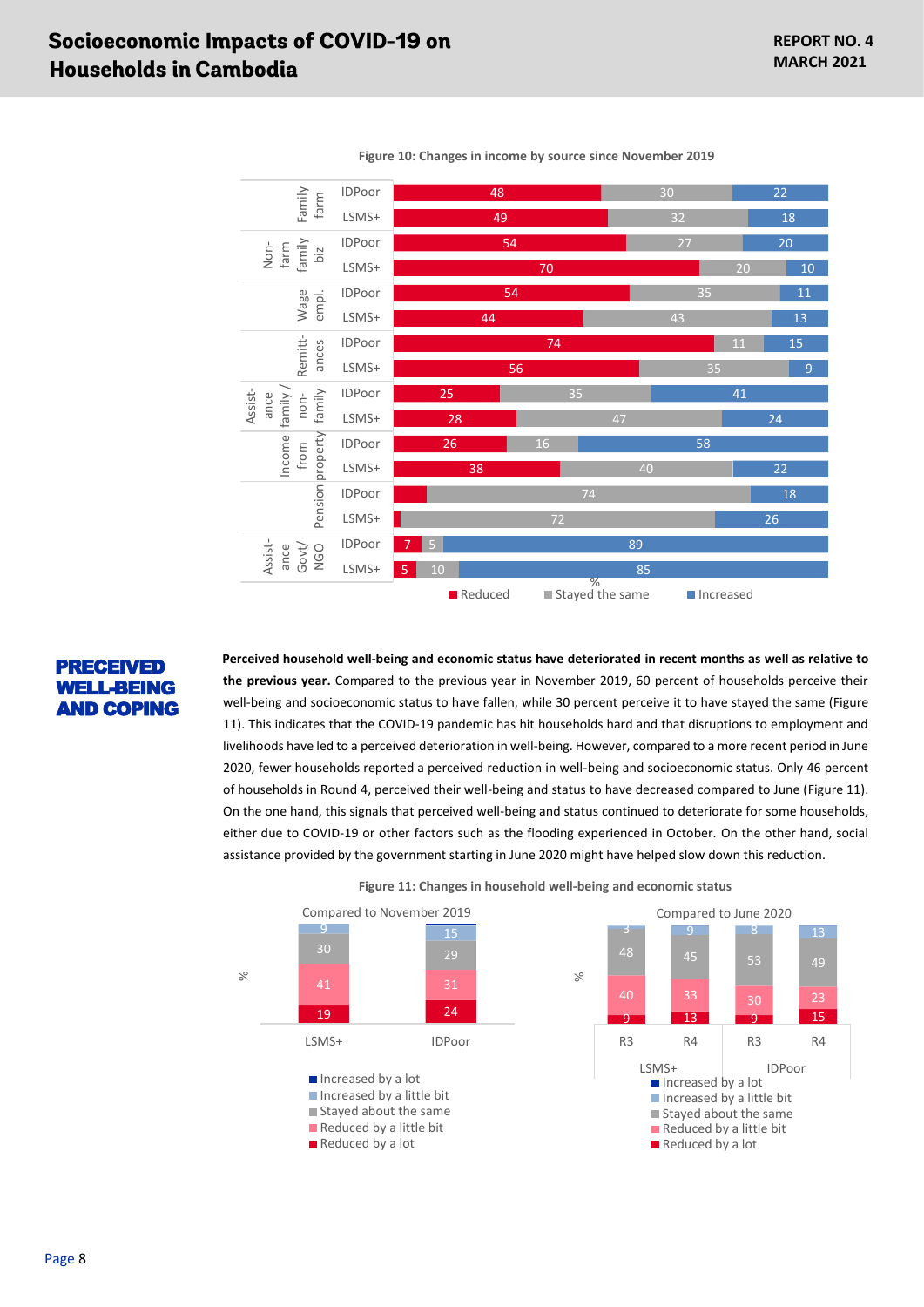**Figure 10: Changes in income by source since November 2019**

| Source | Group | Reduced | Stayed the same | Increased |
|---|---|---|---|---|
| Family farm | IDPoor | 48 | 30 | 22 |
| | LSMS+ | 49 | 32 | 18 |
| Non-farm family biz | IDPoor | 54 | 27 | 20 |
| | LSMS+ | 70 | 20 | 10 |
| Wage empl. | IDPoor | 54 | 35 | 11 |
| | LSMS+ | 44 | 43 | 13 |
| Remittances | IDPoor | 74 | 11 | 15 |
| | LSMS+ | 56 | 35 | 9 |
| Assistance family / non-family | IDPoor | 25 | 35 | 41 |
| | LSMS+ | 28 | 47 | 24 |
| Income from property | IDPoor | 26 | 16 | 58 |
| | LSMS+ | 38 | 40 | 22 |
| Pension | IDPoor | | 74 | 18 |
| | LSMS+ | | 72 | 26 |
| Assistance Govt/ NGO | IDPoor | 7 | 5 | 89 |
| | LSMS+ | 5 | 10 | 85 |

## PRECEIVED WELL-BEING AND COPING

**Perceived household well-being and economic status have deteriorated in recent months as well as relative to the previous year.** Compared to the previous year in November 2019, 60 percent of households perceive their well-being and socioeconomic status to have fallen, while 30 percent perceive it to have stayed the same (Figure 11). This indicates that the COVID-19 pandemic has hit households hard and that disruptions to employment and livelihoods have led to a perceived deterioration in well-being. However, compared to a more recent period in June 2020, fewer households reported a perceived reduction in well-being and socioeconomic status. Only 46 percent of households in Round 4, perceived their well-being and status to have decreased compared to June (Figure 11). On the one hand, this signals that perceived well-being and status continued to deteriorate for some households, either due to COVID-19 or other factors such as the flooding experienced in October. On the other hand, social assistance provided by the government starting in June 2020 might have helped slow down this reduction.

**Figure 11: Changes in household well-being and economic status**

Compared to November 2019 (%)

| | LSMS+ | IDPoor |
|---|---|---|
| Increased by a lot | | |
| Increased by a little bit | 9 | 15 |
| Stayed about the same | 30 | 29 |
| Reduced by a little bit | 41 | 31 |
| Reduced by a lot | 19 | 24 |

Compared to June 2020 (%)

| | LSMS+ R3 | LSMS+ R4 | IDPoor R3 | IDPoor R4 |
|---|---|---|---|---|
| Increased by a lot | | | | |
| Increased by a little bit | 3 | 9 | 8 | 13 |
| Stayed about the same | 48 | 45 | 53 | 49 |
| Reduced by a little bit | 40 | 33 | 30 | 23 |
| Reduced by a lot | 9 | 13 | 9 | 15 |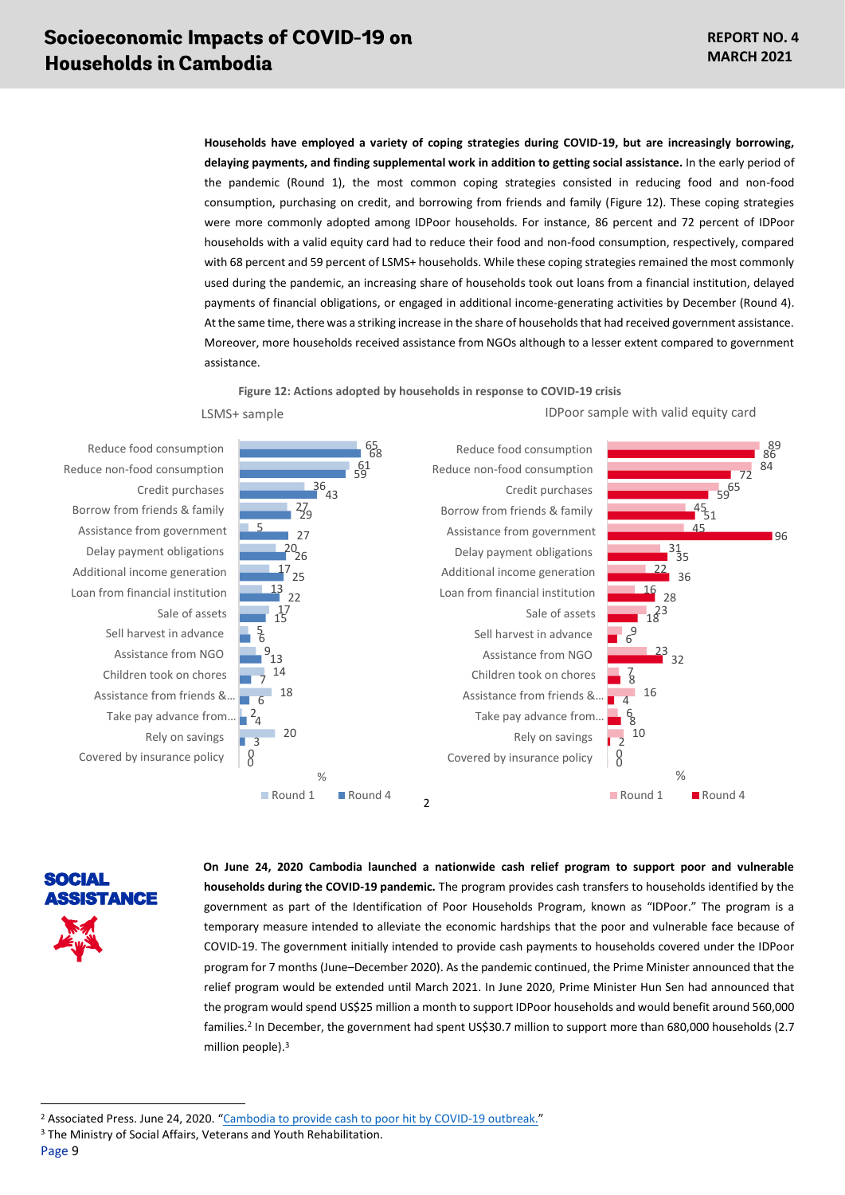**Households have employed a variety of coping strategies during COVID-19, but are increasingly borrowing, delaying payments, and finding supplemental work in addition to getting social assistance.** In the early period of the pandemic (Round 1), the most common coping strategies consisted in reducing food and non-food consumption, purchasing on credit, and borrowing from friends and family (Figure 12). These coping strategies were more commonly adopted among IDPoor households. For instance, 86 percent and 72 percent of IDPoor households with a valid equity card had to reduce their food and non-food consumption, respectively, compared with 68 percent and 59 percent of LSMS+ households. While these coping strategies remained the most commonly used during the pandemic, an increasing share of households took out loans from a financial institution, delayed payments of financial obligations, or engaged in additional income-generating activities by December (Round 4). At the same time, there was a striking increase in the share of households that had received government assistance. Moreover, more households received assistance from NGOs although to a lesser extent compared to government assistance.

**Figure 12: Actions adopted by households in response to COVID-19 crisis**

| Action (%) | LSMS+ sample: Round 1 | LSMS+ sample: Round 4 | IDPoor sample with valid equity card: Round 1 | IDPoor sample with valid equity card: Round 4 |
|---|---|---|---|---|
| Reduce food consumption | 65 | 68 | 89 | 86 |
| Reduce non-food consumption | 61 | 59 | 84 | 72 |
| Credit purchases | 36 | 43 | 65 | 59 |
| Borrow from friends & family | 27 | 29 | 45 | 51 |
| Assistance from government | 5 | 27 | 45 | 96 |
| Delay payment obligations | 20 | 26 | 31 | 35 |
| Additional income generation | 17 | 25 | 22 | 36 |
| Loan from financial institution | 13 | 22 | 16 | 28 |
| Sale of assets | 17 | 15 | 23 | 18 |
| Sell harvest in advance | 5 | 6 | 9 | 6 |
| Assistance from NGO | 9 | 13 | 23 | 32 |
| Children took on chores | 14 | 7 | 7 | 8 |
| Assistance from friends &... | 18 | 6 | 16 | 4 |
| Take pay advance from... | 2 | 4 | 6 | 8 |
| Rely on savings | 20 | 3 | 10 | 2 |
| Covered by insurance policy | 0 | 0 | 0 | 0 |

## SOCIAL ASSISTANCE

**On June 24, 2020 Cambodia launched a nationwide cash relief program to support poor and vulnerable households during the COVID-19 pandemic.** The program provides cash transfers to households identified by the government as part of the Identification of Poor Households Program, known as "IDPoor." The program is a temporary measure intended to alleviate the economic hardships that the poor and vulnerable face because of COVID-19. The government initially intended to provide cash payments to households covered under the IDPoor program for 7 months (June–December 2020). As the pandemic continued, the Prime Minister announced that the relief program would be extended until March 2021. In June 2020, Prime Minister Hun Sen had announced that the program would spend US$25 million a month to support IDPoor households and would benefit around 560,000 families.[2] In December, the government had spent US$30.7 million to support more than 680,000 households (2.7 million people).[3]

---

[2] Associated Press. June 24, 2020. "Cambodia to provide cash to poor hit by COVID-19 outbreak."

[3] The Ministry of Social Affairs, Veterans and Youth Rehabilitation.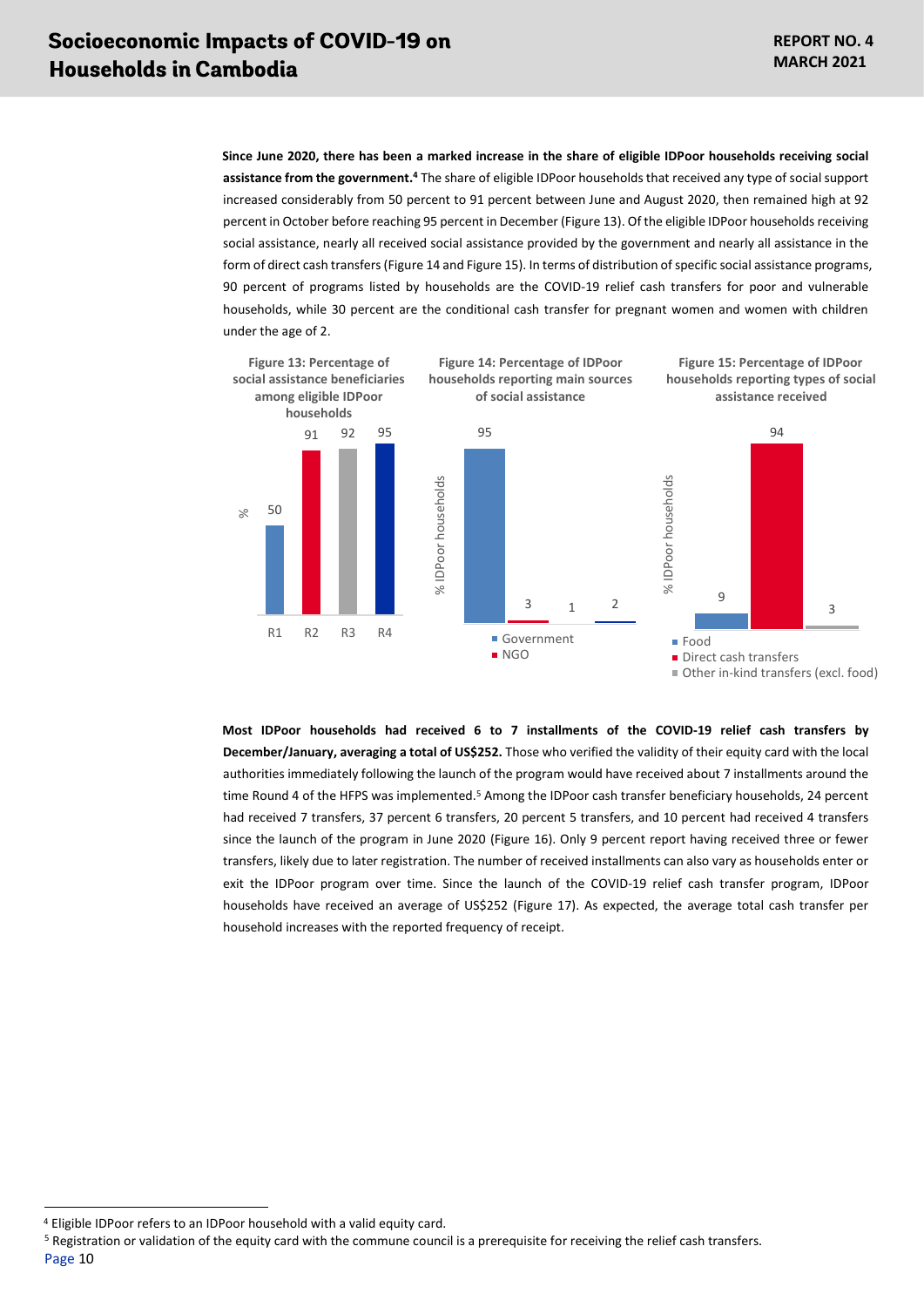**Since June 2020, there has been a marked increase in the share of eligible IDPoor households receiving social assistance from the government.**[4] The share of eligible IDPoor households that received any type of social support increased considerably from 50 percent to 91 percent between June and August 2020, then remained high at 92 percent in October before reaching 95 percent in December (Figure 13). Of the eligible IDPoor households receiving social assistance, nearly all received social assistance provided by the government and nearly all assistance in the form of direct cash transfers (Figure 14 and Figure 15). In terms of distribution of specific social assistance programs, 90 percent of programs listed by households are the COVID-19 relief cash transfers for poor and vulnerable households, while 30 percent are the conditional cash transfer for pregnant women and women with children under the age of 2.

**Figure 13: Percentage of social assistance beneficiaries among eligible IDPoor households**

| Round | % |
| --- | --- |
| R1 | 50 |
| R2 | 91 |
| R3 | 92 |
| R4 | 95 |

**Figure 14: Percentage of IDPoor households reporting main sources of social assistance**

| Source | % IDPoor households |
| --- | --- |
| Government | 95 |
| NGO | 3 |
| (unlabeled) | 1 |
| (unlabeled) | 2 |

**Figure 15: Percentage of IDPoor households reporting types of social assistance received**

| Type | % IDPoor households |
| --- | --- |
| Food | 9 |
| Direct cash transfers | 94 |
| Other in-kind transfers (excl. food) | 3 |

**Most IDPoor households had received 6 to 7 installments of the COVID-19 relief cash transfers by December/January, averaging a total of US$252.** Those who verified the validity of their equity card with the local authorities immediately following the launch of the program would have received about 7 installments around the time Round 4 of the HFPS was implemented.[5] Among the IDPoor cash transfer beneficiary households, 24 percent had received 7 transfers, 37 percent 6 transfers, 20 percent 5 transfers, and 10 percent had received 4 transfers since the launch of the program in June 2020 (Figure 16). Only 9 percent report having received three or fewer transfers, likely due to later registration. The number of received installments can also vary as households enter or exit the IDPoor program over time. Since the launch of the COVID-19 relief cash transfer program, IDPoor households have received an average of US$252 (Figure 17). As expected, the average total cash transfer per household increases with the reported frequency of receipt.

---

[4] Eligible IDPoor refers to an IDPoor household with a valid equity card.

[5] Registration or validation of the equity card with the commune council is a prerequisite for receiving the relief cash transfers.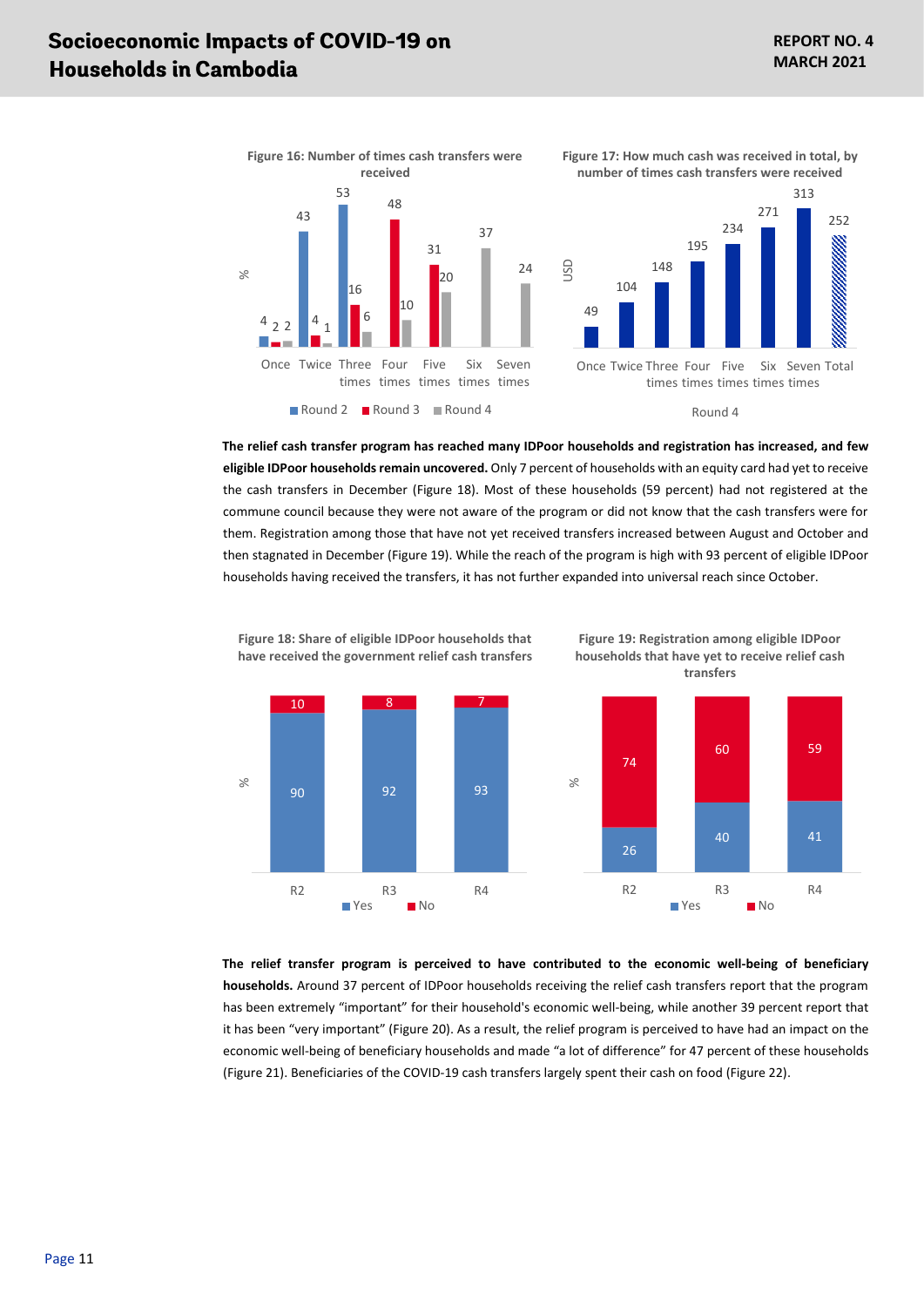**Figure 16: Number of times cash transfers were received**

| % | Once | Twice | Three times | Four times | Five times | Six times | Seven times |
|---|---|---|---|---|---|---|---|
| Round 2 | 4 | 43 | 53 | | | | |
| Round 3 | 2 | 4 | 16 | 48 | 31 | | |
| Round 4 | 2 | 1 | 6 | 10 | 20 | 37 | 24 |

**Figure 17: How much cash was received in total, by number of times cash transfers were received**

| USD | Once | Twice | Three times | Four times | Five times | Six times | Seven times | Total |
|---|---|---|---|---|---|---|---|---|
| Round 4 | 49 | 104 | 148 | 195 | 234 | 271 | 313 | 252 |

**The relief cash transfer program has reached many IDPoor households and registration has increased, and few eligible IDPoor households remain uncovered.** Only 7 percent of households with an equity card had yet to receive the cash transfers in December (Figure 18). Most of these households (59 percent) had not registered at the commune council because they were not aware of the program or did not know that the cash transfers were for them. Registration among those that have not yet received transfers increased between August and October and then stagnated in December (Figure 19). While the reach of the program is high with 93 percent of eligible IDPoor households having received the transfers, it has not further expanded into universal reach since October.

**Figure 18: Share of eligible IDPoor households that have received the government relief cash transfers**

| % | R2 | R3 | R4 |
|---|---|---|---|
| Yes | 90 | 92 | 93 |
| No | 10 | 8 | 7 |

**Figure 19: Registration among eligible IDPoor households that have yet to receive relief cash transfers**

| % | R2 | R3 | R4 |
|---|---|---|---|
| Yes | 26 | 40 | 41 |
| No | 74 | 60 | 59 |

**The relief transfer program is perceived to have contributed to the economic well-being of beneficiary households.** Around 37 percent of IDPoor households receiving the relief cash transfers report that the program has been extremely "important" for their household's economic well-being, while another 39 percent report that it has been "very important" (Figure 20). As a result, the relief program is perceived to have had an impact on the economic well-being of beneficiary households and made "a lot of difference" for 47 percent of these households (Figure 21). Beneficiaries of the COVID-19 cash transfers largely spent their cash on food (Figure 22).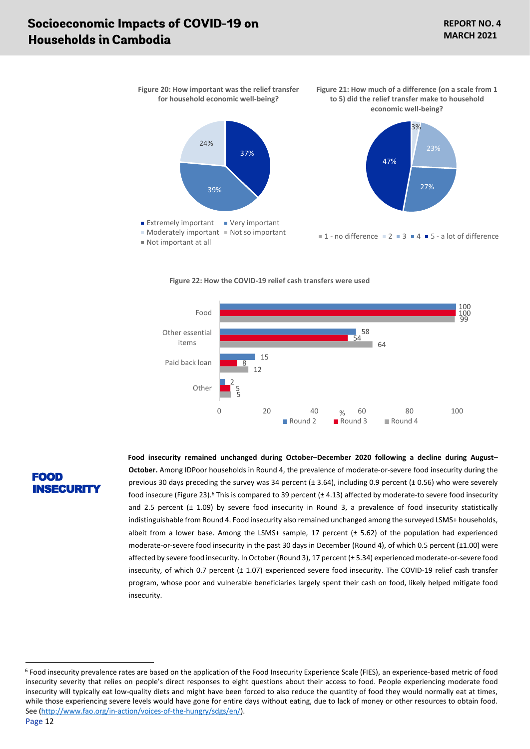**Figure 20: How important was the relief transfer for household economic well-being?**

- Extremely important: 37%
- Very important: 39%
- Moderately important: 24%
- Not so important
- Not important at all

**Figure 21: How much of a difference (on a scale from 1 to 5) did the relief transfer make to household economic well-being?**

- 1 - no difference
- 2: 3%
- 3: 23%
- 4: 27%
- 5 - a lot of difference: 47%

**Figure 22: How the COVID-19 relief cash transfers were used**

| Use (%) | Round 2 | Round 3 | Round 4 |
|---|---|---|---|
| Food | 100 | 100 | 99 |
| Other essential items | 58 | 54 | 64 |
| Paid back loan | 15 | 8 | 12 |
| Other | 2 | 5 | 5 |

## FOOD INSECURITY

**Food insecurity remained unchanged during October–December 2020 following a decline during August–October.** Among IDPoor households in Round 4, the prevalence of moderate-or-severe food insecurity during the previous 30 days preceding the survey was 34 percent (± 3.64), including 0.9 percent (± 0.56) who were severely food insecure (Figure 23).[6] This is compared to 39 percent (± 4.13) affected by moderate-to severe food insecurity and 2.5 percent (± 1.09) by severe food insecurity in Round 3, a prevalence of food insecurity statistically indistinguishable from Round 4. Food insecurity also remained unchanged among the surveyed LSMS+ households, albeit from a lower base. Among the LSMS+ sample, 17 percent (± 5.62) of the population had experienced moderate-or-severe food insecurity in the past 30 days in December (Round 4), of which 0.5 percent (±1.00) were affected by severe food insecurity. In October (Round 3), 17 percent (± 5.34) experienced moderate-or-severe food insecurity, of which 0.7 percent (± 1.07) experienced severe food insecurity. The COVID-19 relief cash transfer program, whose poor and vulnerable beneficiaries largely spent their cash on food, likely helped mitigate food insecurity.

---

[6] Food insecurity prevalence rates are based on the application of the Food Insecurity Experience Scale (FIES), an experience-based metric of food insecurity severity that relies on people's direct responses to eight questions about their access to food. People experiencing moderate food insecurity will typically eat low-quality diets and might have been forced to also reduce the quantity of food they would normally eat at times, while those experiencing severe levels would have gone for entire days without eating, due to lack of money or other resources to obtain food. See (http://www.fao.org/in-action/voices-of-the-hungry/sdgs/en/).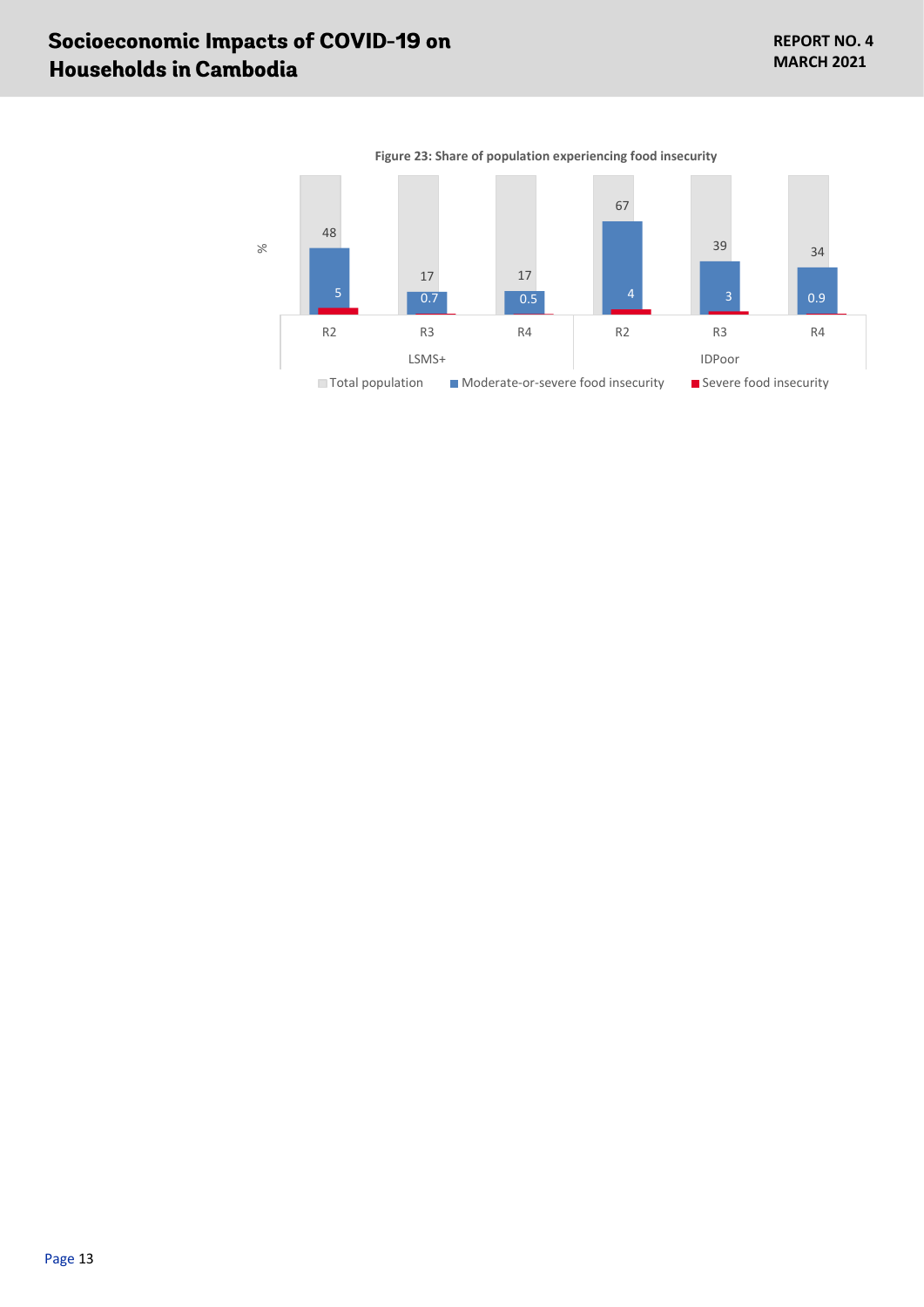**Figure 23: Share of population experiencing food insecurity**

| Survey | Round | Total population | Moderate-or-severe food insecurity (%) | Severe food insecurity (%) |
|---|---|---|---|---|
| LSMS+ | R2 | | 48 | 5 |
| LSMS+ | R3 | | 17 | 0.7 |
| LSMS+ | R4 | | 17 | 0.5 |
| IDPoor | R2 | | 67 | 4 |
| IDPoor | R3 | | 39 | 3 |
| IDPoor | R4 | | 34 | 0.9 |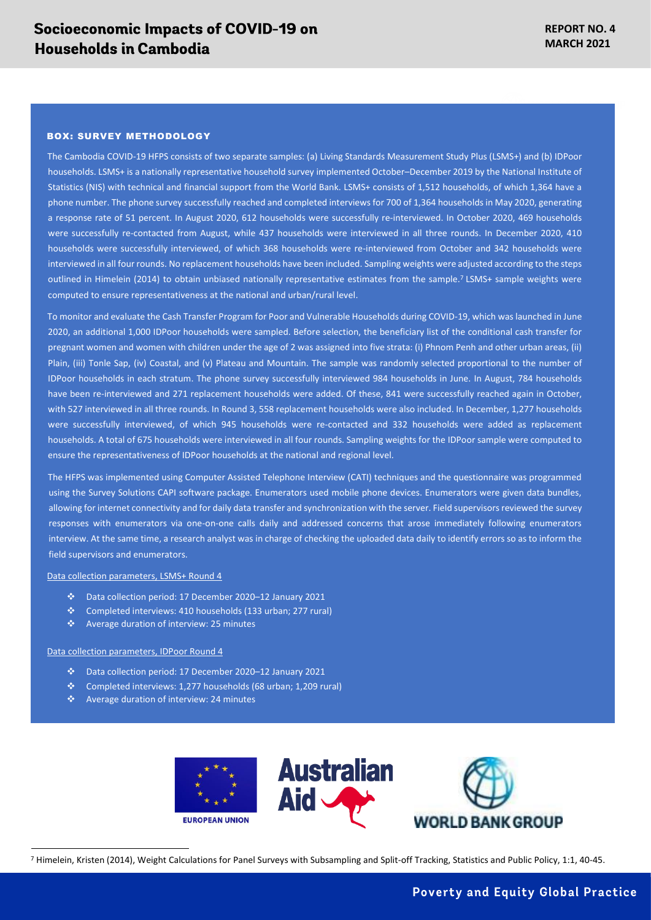## BOX: SURVEY METHODOLOGY

The Cambodia COVID-19 HFPS consists of two separate samples: (a) Living Standards Measurement Study Plus (LSMS+) and (b) IDPoor households. LSMS+ is a nationally representative household survey implemented October–December 2019 by the National Institute of Statistics (NIS) with technical and financial support from the World Bank. LSMS+ consists of 1,512 households, of which 1,364 have a phone number. The phone survey successfully reached and completed interviews for 700 of 1,364 households in May 2020, generating a response rate of 51 percent. In August 2020, 612 households were successfully re-interviewed. In October 2020, 469 households were successfully re-contacted from August, while 437 households were interviewed in all three rounds. In December 2020, 410 households were successfully interviewed, of which 368 households were re-interviewed from October and 342 households were interviewed in all four rounds. No replacement households have been included. Sampling weights were adjusted according to the steps outlined in Himelein (2014) to obtain unbiased nationally representative estimates from the sample.[7] LSMS+ sample weights were computed to ensure representativeness at the national and urban/rural level.

To monitor and evaluate the Cash Transfer Program for Poor and Vulnerable Households during COVID-19, which was launched in June 2020, an additional 1,000 IDPoor households were sampled. Before selection, the beneficiary list of the conditional cash transfer for pregnant women and women with children under the age of 2 was assigned into five strata: (i) Phnom Penh and other urban areas, (ii) Plain, (iii) Tonle Sap, (iv) Coastal, and (v) Plateau and Mountain. The sample was randomly selected proportional to the number of IDPoor households in each stratum. The phone survey successfully interviewed 984 households in June. In August, 784 households have been re-interviewed and 271 replacement households were added. Of these, 841 were successfully reached again in October, with 527 interviewed in all three rounds. In Round 3, 558 replacement households were also included. In December, 1,277 households were successfully interviewed, of which 945 households were re-contacted and 332 households were added as replacement households. A total of 675 households were interviewed in all four rounds. Sampling weights for the IDPoor sample were computed to ensure the representativeness of IDPoor households at the national and regional level.

The HFPS was implemented using Computer Assisted Telephone Interview (CATI) techniques and the questionnaire was programmed using the Survey Solutions CAPI software package. Enumerators used mobile phone devices. Enumerators were given data bundles, allowing for internet connectivity and for daily data transfer and synchronization with the server. Field supervisors reviewed the survey responses with enumerators via one-on-one calls daily and addressed concerns that arose immediately following enumerators interview. At the same time, a research analyst was in charge of checking the uploaded data daily to identify errors so as to inform the field supervisors and enumerators.

Data collection parameters, LSMS+ Round 4

- Data collection period: 17 December 2020–12 January 2021
- Completed interviews: 410 households (133 urban; 277 rural)
- Average duration of interview: 25 minutes

Data collection parameters, IDPoor Round 4

- Data collection period: 17 December 2020–12 January 2021
- Completed interviews: 1,277 households (68 urban; 1,209 rural)
- Average duration of interview: 24 minutes

EUROPEAN UNION

Australian Aid

WORLD BANK GROUP

[7] Himelein, Kristen (2014), Weight Calculations for Panel Surveys with Subsampling and Split-off Tracking, Statistics and Public Policy, 1:1, 40-45.